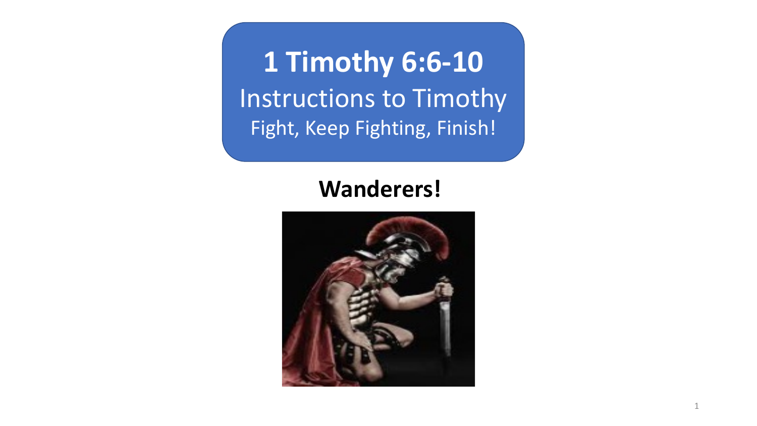# 1 Timothy 6:6-10

## Instructions to Timothy

### Fight, Keep Fighting, Finish!

**Wanderers!**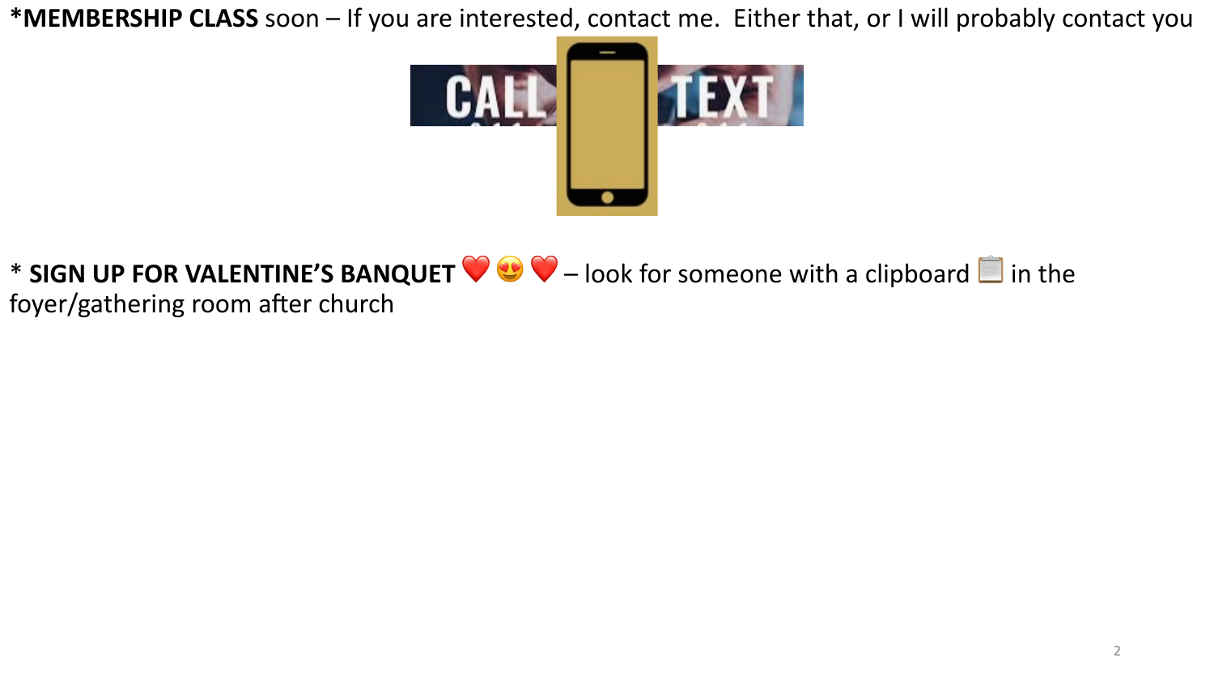***MEMBERSHIP CLASS** soon – If you are interested, contact me. Either that, or I will probably contact you

* **SIGN UP FOR VALENTINE'S BANQUET** ❤️ 😍 ❤️ – look for someone with a clipboard 📋 in the foyer/gathering room after church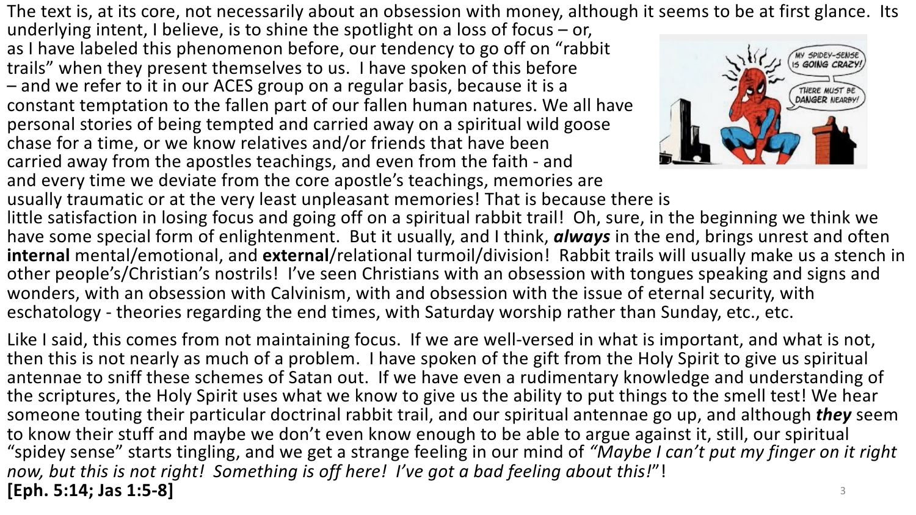The text is, at its core, not necessarily about an obsession with money, although it seems to be at first glance. Its underlying intent, I believe, is to shine the spotlight on a loss of focus – or, as I have labeled this phenomenon before, our tendency to go off on "rabbit trails" when they present themselves to us. I have spoken of this before – and we refer to it in our ACES group on a regular basis, because it is a constant temptation to the fallen part of our fallen human natures. We all have personal stories of being tempted and carried away on a spiritual wild goose chase for a time, or we know relatives and/or friends that have been carried away from the apostles teachings, and even from the faith - and and every time we deviate from the core apostle's teachings, memories are usually traumatic or at the very least unpleasant memories! That is because there is little satisfaction in losing focus and going off on a spiritual rabbit trail! Oh, sure, in the beginning we think we have some special form of enlightenment. But it usually, and I think, ***always*** in the end, brings unrest and often **internal** mental/emotional, and **external**/relational turmoil/division! Rabbit trails will usually make us a stench in other people's/Christian's nostrils! I've seen Christians with an obsession with tongues speaking and signs and wonders, with an obsession with Calvinism, with and obsession with the issue of eternal security, with eschatology - theories regarding the end times, with Saturday worship rather than Sunday, etc., etc.

Like I said, this comes from not maintaining focus. If we are well-versed in what is important, and what is not, then this is not nearly as much of a problem. I have spoken of the gift from the Holy Spirit to give us spiritual antennae to sniff these schemes of Satan out. If we have even a rudimentary knowledge and understanding of the scriptures, the Holy Spirit uses what we know to give us the ability to put things to the smell test! We hear someone touting their particular doctrinal rabbit trail, and our spiritual antennae go up, and although ***they*** seem to know their stuff and maybe we don't even know enough to be able to argue against it, still, our spiritual "spidey sense" starts tingling, and we get a strange feeling in our mind of *"Maybe I can't put my finger on it right now, but this is not right! Something is off here! I've got a bad feeling about this!"*!

**[Eph. 5:14; Jas 1:5-8]**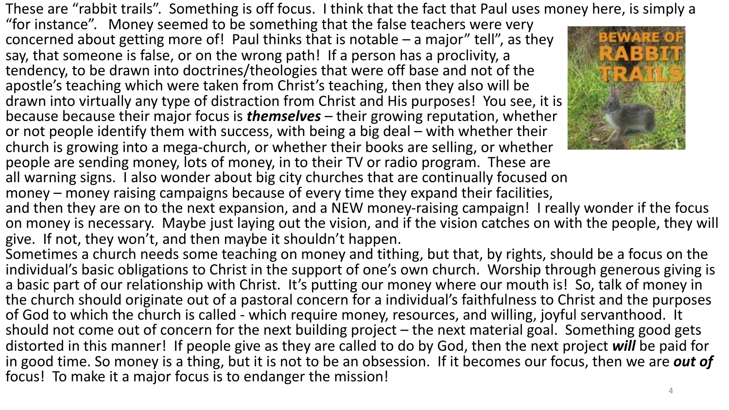These are "rabbit trails". Something is off focus. I think that the fact that Paul uses money here, is simply a "for instance". Money seemed to be something that the false teachers were very concerned about getting more of! Paul thinks that is notable – a major" tell", as they say, that someone is false, or on the wrong path! If a person has a proclivity, a tendency, to be drawn into doctrines/theologies that were off base and not of the apostle's teaching which were taken from Christ's teaching, then they also will be drawn into virtually any type of distraction from Christ and His purposes! You see, it is because because their major focus is ***themselves*** – their growing reputation, whether or not people identify them with success, with being a big deal – with whether their church is growing into a mega-church, or whether their books are selling, or whether people are sending money, lots of money, in to their TV or radio program. These are all warning signs. I also wonder about big city churches that are continually focused on money – money raising campaigns because of every time they expand their facilities, and then they are on to the next expansion, and a NEW money-raising campaign! I really wonder if the focus on money is necessary. Maybe just laying out the vision, and if the vision catches on with the people, they will give. If not, they won't, and then maybe it shouldn't happen.

Sometimes a church needs some teaching on money and tithing, but that, by rights, should be a focus on the individual's basic obligations to Christ in the support of one's own church. Worship through generous giving is a basic part of our relationship with Christ. It's putting our money where our mouth is! So, talk of money in the church should originate out of a pastoral concern for a individual's faithfulness to Christ and the purposes of God to which the church is called - which require money, resources, and willing, joyful servanthood. It should not come out of concern for the next building project – the next material goal. Something good gets distorted in this manner! If people give as they are called to do by God, then the next project ***will*** be paid for in good time. So money is a thing, but it is not to be an obsession. If it becomes our focus, then we are ***out of*** focus! To make it a major focus is to endanger the mission!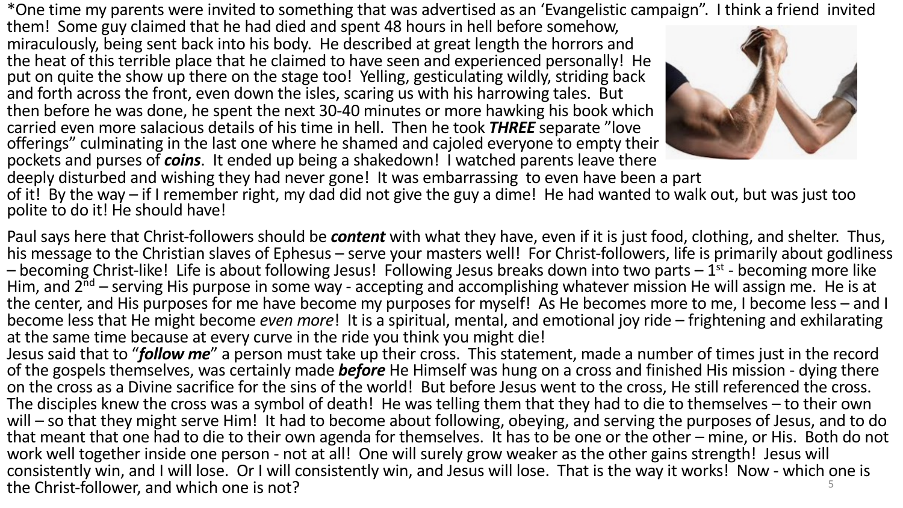*One time my parents were invited to something that was advertised as an 'Evangelistic campaign". I think a friend invited them! Some guy claimed that he had died and spent 48 hours in hell before somehow, miraculously, being sent back into his body. He described at great length the horrors and the heat of this terrible place that he claimed to have seen and experienced personally! He put on quite the show up there on the stage too! Yelling, gesticulating wildly, striding back and forth across the front, even down the isles, scaring us with his harrowing tales. But then before he was done, he spent the next 30-40 minutes or more hawking his book which carried even more salacious details of his time in hell. Then he took ***THREE*** separate "love offerings" culminating in the last one where he shamed and cajoled everyone to empty their pockets and purses of ***coins***. It ended up being a shakedown! I watched parents leave there deeply disturbed and wishing they had never gone! It was embarrassing to even have been a part of it! By the way – if I remember right, my dad did not give the guy a dime! He had wanted to walk out, but was just too polite to do it! He should have!

Paul says here that Christ-followers should be ***content*** with what they have, even if it is just food, clothing, and shelter. Thus, his message to the Christian slaves of Ephesus – serve your masters well! For Christ-followers, life is primarily about godliness – becoming Christ-like! Life is about following Jesus! Following Jesus breaks down into two parts – 1st - becoming more like Him, and 2nd – serving His purpose in some way - accepting and accomplishing whatever mission He will assign me. He is at the center, and His purposes for me have become my purposes for myself! As He becomes more to me, I become less – and I become less that He might become *even more*! It is a spiritual, mental, and emotional joy ride – frightening and exhilarating at the same time because at every curve in the ride you think you might die!

Jesus said that to "***follow me***" a person must take up their cross. This statement, made a number of times just in the record of the gospels themselves, was certainly made ***before*** He Himself was hung on a cross and finished His mission - dying there on the cross as a Divine sacrifice for the sins of the world! But before Jesus went to the cross, He still referenced the cross. The disciples knew the cross was a symbol of death! He was telling them that they had to die to themselves – to their own will – so that they might serve Him! It had to become about following, obeying, and serving the purposes of Jesus, and to do that meant that one had to die to their own agenda for themselves. It has to be one or the other – mine, or His. Both do not work well together inside one person - not at all! One will surely grow weaker as the other gains strength! Jesus will consistently win, and I will lose. Or I will consistently win, and Jesus will lose. That is the way it works! Now - which one is the Christ-follower, and which one is not?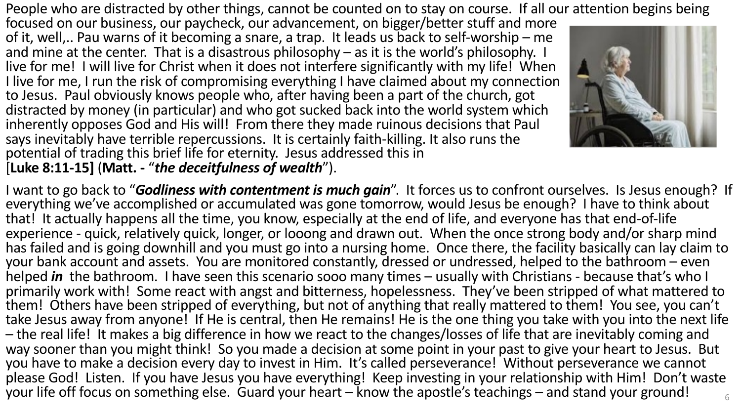People who are distracted by other things, cannot be counted on to stay on course. If all our attention begins being focused on our business, our paycheck, our advancement, on bigger/better stuff and more of it, well,.. Pau warns of it becoming a snare, a trap. It leads us back to self-worship – me and mine at the center. That is a disastrous philosophy – as it is the world's philosophy. I live for me! I will live for Christ when it does not interfere significantly with my life! When I live for me, I run the risk of compromising everything I have claimed about my connection to Jesus. Paul obviously knows people who, after having been a part of the church, got distracted by money (in particular) and who got sucked back into the world system which inherently opposes God and His will! From there they made ruinous decisions that Paul says inevitably have terrible repercussions. It is certainly faith-killing. It also runs the potential of trading this brief life for eternity. Jesus addressed this in [**Luke 8:11-15]** (**Matt. -** "***the deceitfulness of wealth***").

I want to go back to "***Godliness with contentment is much gain***". It forces us to confront ourselves. Is Jesus enough? If everything we've accomplished or accumulated was gone tomorrow, would Jesus be enough? I have to think about that! It actually happens all the time, you know, especially at the end of life, and everyone has that end-of-life experience - quick, relatively quick, longer, or looong and drawn out. When the once strong body and/or sharp mind has failed and is going downhill and you must go into a nursing home. Once there, the facility basically can lay claim to your bank account and assets. You are monitored constantly, dressed or undressed, helped to the bathroom – even helped ***in*** the bathroom. I have seen this scenario sooo many times – usually with Christians - because that's who I primarily work with! Some react with angst and bitterness, hopelessness. They've been stripped of what mattered to them! Others have been stripped of everything, but not of anything that really mattered to them! You see, you can't take Jesus away from anyone! If He is central, then He remains! He is the one thing you take with you into the next life – the real life! It makes a big difference in how we react to the changes/losses of life that are inevitably coming and way sooner than you might think! So you made a decision at some point in your past to give your heart to Jesus. But you have to make a decision every day to invest in Him. It's called perseverance! Without perseverance we cannot please God! Listen. If you have Jesus you have everything! Keep investing in your relationship with Him! Don't waste your life off focus on something else. Guard your heart – know the apostle's teachings – and stand your ground!